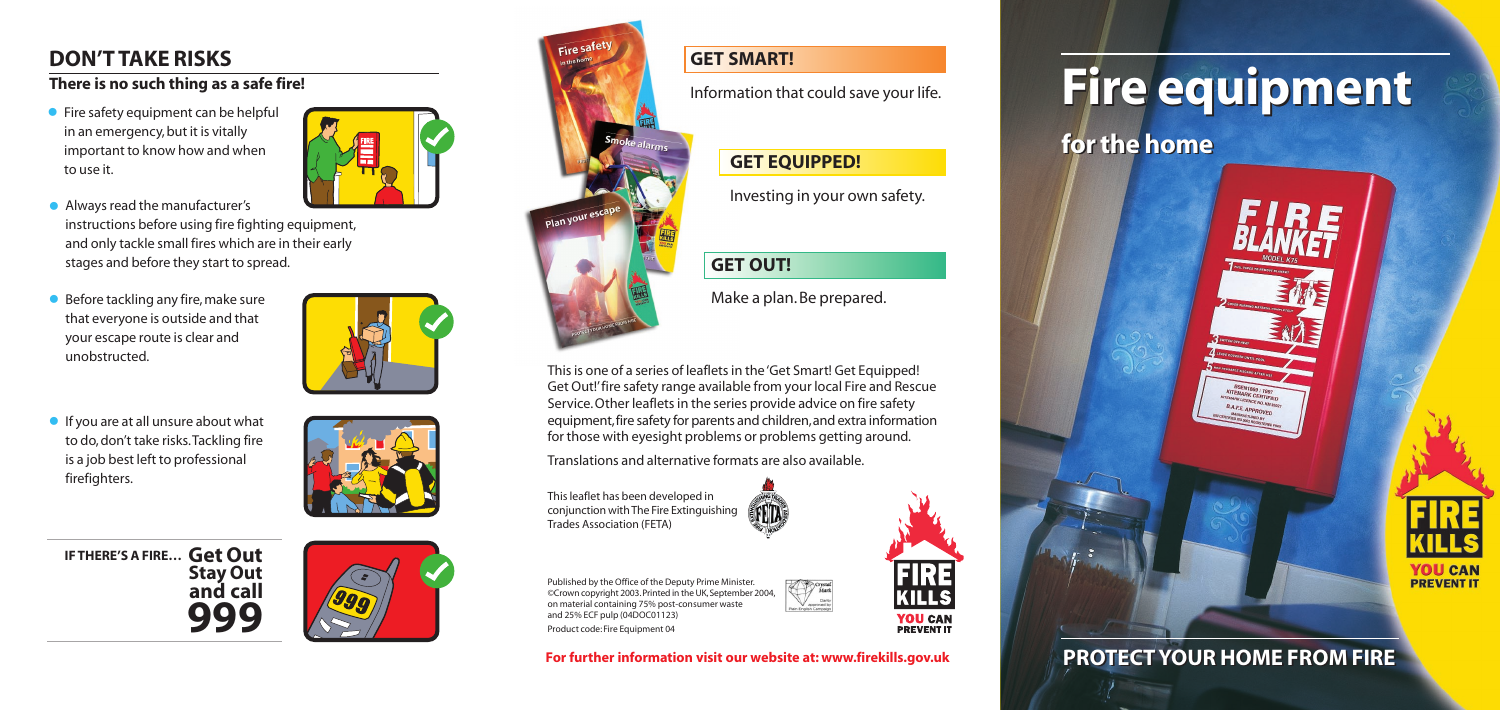## DON'T TAKE RISKS

### There is no such thing as a safe fire!

- Fire safety equipment can be helpful in an emergency, but it is vitally important to know how and when to use it.
- Always read the manufacturer's instructions before using fire fighting equipment, and only tackle small fires which are in their early stages and before they start to spread.
- Before tackling any fire, make sure that everyone is outside and that your escape route is clear and unobstructed.
- If you are at all unsure about what to do, don't take risks. Tackling fire is a job best left to professional firefighters.

**IF THERE'S A FIRE… Get Out Stay Out and call 999**

### GET SMART!

Information that could save your life.

### GET EQUIPPED!

Investing in your own safety.

### GET OUT!

Make a plan. Be prepared.

This is one of a series of leaflets in the 'Get Smart! Get Equipped! Get Out!' fire safety range available from your local Fire and Rescue Service. Other leaflets in the series provide advice on fire safety equipment, fire safety for parents and children, and extra information for those with eyesight problems or problems getting around.

Translations and alternative formats are also available.

This leaflet has been developed in conjunction with The Fire Extinguishing Trades Association (FETA)

Published by the Office of the Deputy Prime Minister. ©Crown copyright 2003. Printed in the UK, September 2004, on material containing 75% post-consumer waste and 25% ECF pulp (04DOC01123)

Product code: Fire Equipment 04

FIRE KILLS YOU CAN PREVENT IT

**For further information visit our website at: www.firekills.gov.uk**

# Fire equipment

## for the home

FIRE KILLS YOU CAN PREVENT IT

## PROTECT YOUR HOME FROM FIRE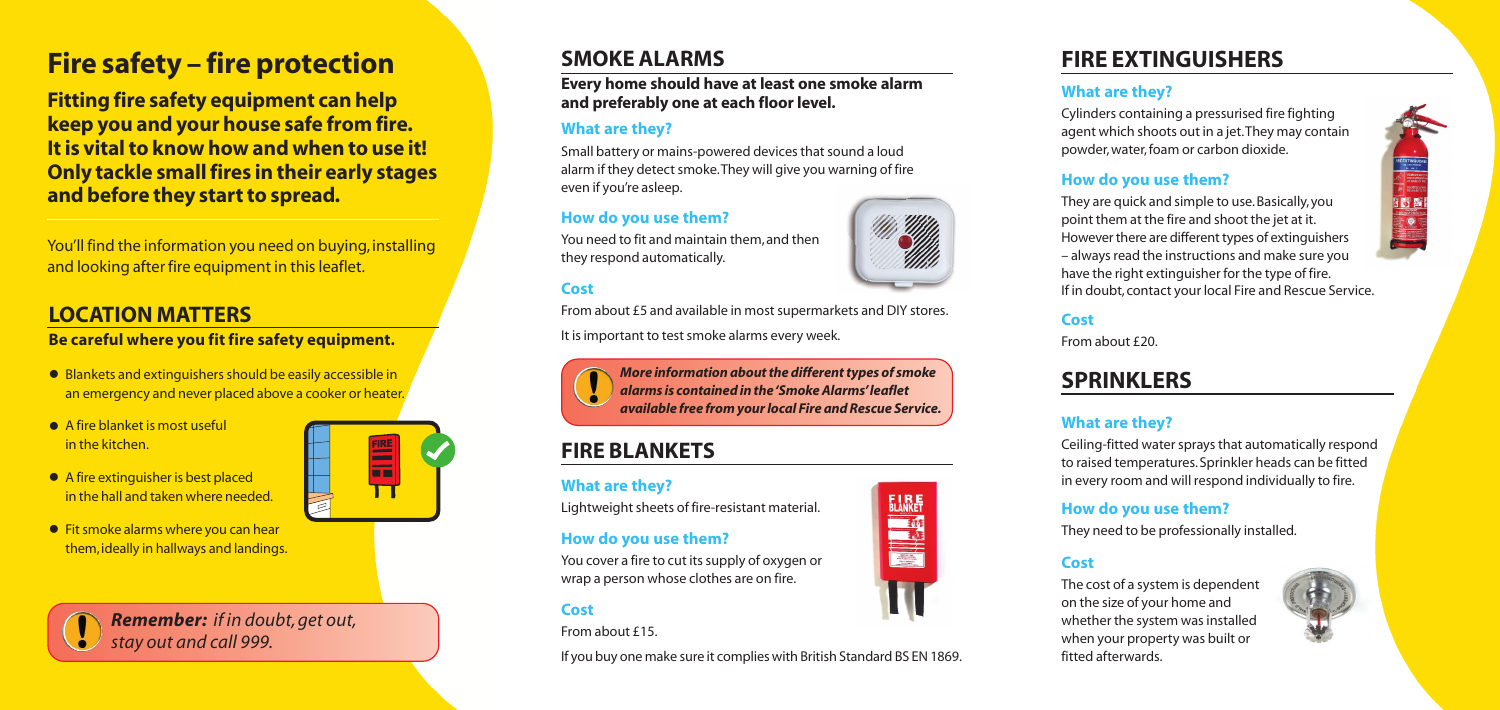# Fire safety – fire protection

**Fitting fire safety equipment can help keep you and your house safe from fire. It is vital to know how and when to use it! Only tackle small fires in their early stages and before they start to spread.**

You'll find the information you need on buying, installing and looking after fire equipment in this leaflet.

## LOCATION MATTERS

**Be careful where you fit fire safety equipment.**

- Blankets and extinguishers should be easily accessible in an emergency and never placed above a cooker or heater.
- A fire blanket is most useful in the kitchen.
- A fire extinguisher is best placed in the hall and taken where needed.
- Fit smoke alarms where you can hear them, ideally in hallways and landings.

***Remember:*** *if in doubt, get out, stay out and call 999.*

## SMOKE ALARMS

**Every home should have at least one smoke alarm and preferably one at each floor level.**

### What are they?

Small battery or mains-powered devices that sound a loud alarm if they detect smoke. They will give you warning of fire even if you're asleep.

### How do you use them?

You need to fit and maintain them, and then they respond automatically.

### Cost

From about £5 and available in most supermarkets and DIY stores.

It is important to test smoke alarms every week.

***More information about the different types of smoke alarms is contained in the 'Smoke Alarms' leaflet available free from your local Fire and Rescue Service.***

## FIRE BLANKETS

### What are they?

Lightweight sheets of fire-resistant material.

### How do you use them?

You cover a fire to cut its supply of oxygen or wrap a person whose clothes are on fire.

### Cost

From about £15.

If you buy one make sure it complies with British Standard BS EN 1869.

## FIRE EXTINGUISHERS

### What are they?

Cylinders containing a pressurised fire fighting agent which shoots out in a jet. They may contain powder, water, foam or carbon dioxide.

### How do you use them?

They are quick and simple to use. Basically, you point them at the fire and shoot the jet at it. However there are different types of extinguishers – always read the instructions and make sure you have the right extinguisher for the type of fire. If in doubt, contact your local Fire and Rescue Service.

### Cost

From about £20.

## SPRINKLERS

### What are they?

Ceiling-fitted water sprays that automatically respond to raised temperatures. Sprinkler heads can be fitted in every room and will respond individually to fire.

### How do you use them?

They need to be professionally installed.

### Cost

The cost of a system is dependent on the size of your home and whether the system was installed when your property was built or fitted afterwards.